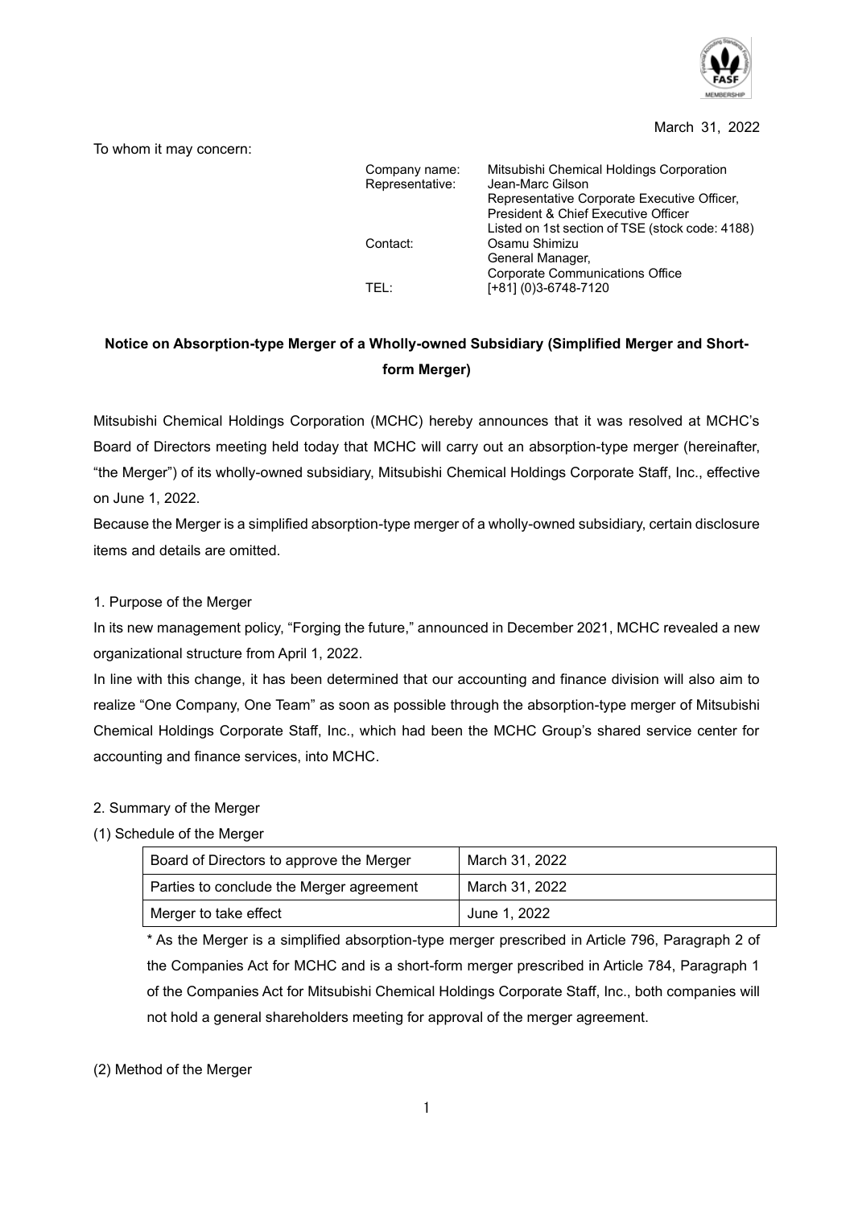March 31, 2022

To whom it may concern:

Company name: Mitsubishi Chemical Holdings Corporation
Representative: Jean-Marc Gilson
Representative Corporate Executive Officer,
President & Chief Executive Officer
Listed on 1st section of TSE (stock code: 4188)
Contact: Osamu Shimizu
General Manager,
Corporate Communications Office
TEL: [+81] (0)3-6748-7120

**Notice on Absorption-type Merger of a Wholly-owned Subsidiary (Simplified Merger and Short-form Merger)**

Mitsubishi Chemical Holdings Corporation (MCHC) hereby announces that it was resolved at MCHC's Board of Directors meeting held today that MCHC will carry out an absorption-type merger (hereinafter, "the Merger") of its wholly-owned subsidiary, Mitsubishi Chemical Holdings Corporate Staff, Inc., effective on June 1, 2022.

Because the Merger is a simplified absorption-type merger of a wholly-owned subsidiary, certain disclosure items and details are omitted.

1. Purpose of the Merger

In its new management policy, "Forging the future," announced in December 2021, MCHC revealed a new organizational structure from April 1, 2022.

In line with this change, it has been determined that our accounting and finance division will also aim to realize "One Company, One Team" as soon as possible through the absorption-type merger of Mitsubishi Chemical Holdings Corporate Staff, Inc., which had been the MCHC Group's shared service center for accounting and finance services, into MCHC.

2. Summary of the Merger

(1) Schedule of the Merger

| Board of Directors to approve the Merger | March 31, 2022 |
|---|---|
| Parties to conclude the Merger agreement | March 31, 2022 |
| Merger to take effect | June 1, 2022 |

\* As the Merger is a simplified absorption-type merger prescribed in Article 796, Paragraph 2 of the Companies Act for MCHC and is a short-form merger prescribed in Article 784, Paragraph 1 of the Companies Act for Mitsubishi Chemical Holdings Corporate Staff, Inc., both companies will not hold a general shareholders meeting for approval of the merger agreement.

(2) Method of the Merger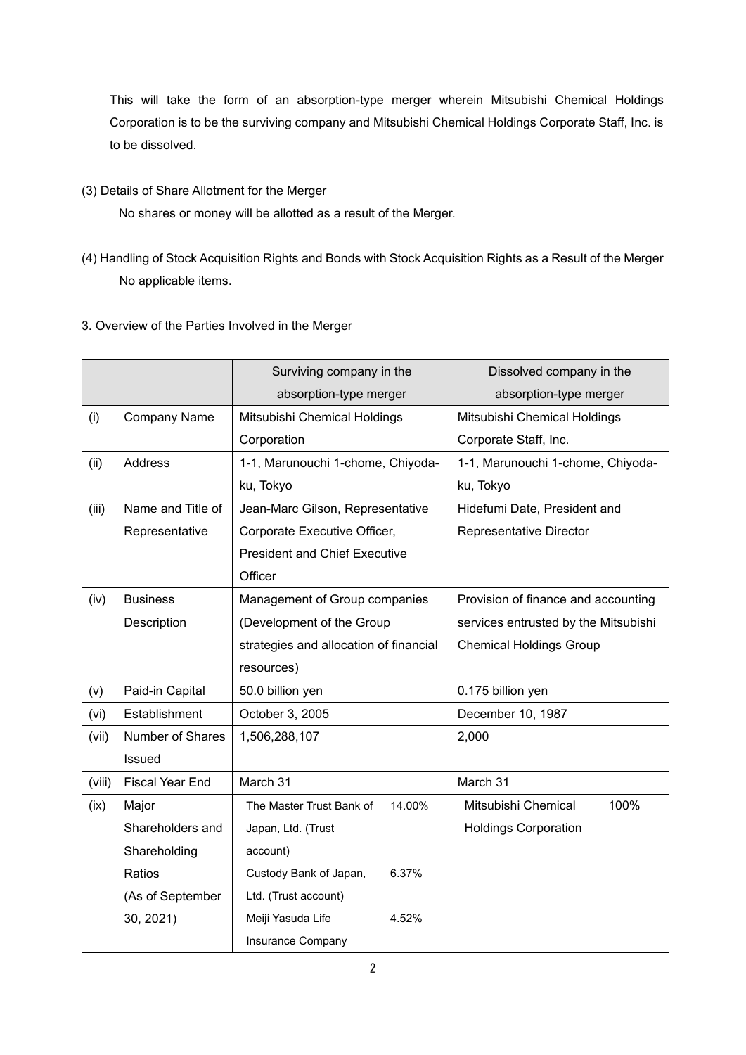This will take the form of an absorption-type merger wherein Mitsubishi Chemical Holdings Corporation is to be the surviving company and Mitsubishi Chemical Holdings Corporate Staff, Inc. is to be dissolved.

(3) Details of Share Allotment for the Merger

No shares or money will be allotted as a result of the Merger.

(4) Handling of Stock Acquisition Rights and Bonds with Stock Acquisition Rights as a Result of the Merger

No applicable items.

3. Overview of the Parties Involved in the Merger

| | | Surviving company in the absorption-type merger | Dissolved company in the absorption-type merger |
|---|---|---|---|
| (i) | Company Name | Mitsubishi Chemical Holdings Corporation | Mitsubishi Chemical Holdings Corporate Staff, Inc. |
| (ii) | Address | 1-1, Marunouchi 1-chome, Chiyoda-ku, Tokyo | 1-1, Marunouchi 1-chome, Chiyoda-ku, Tokyo |
| (iii) | Name and Title of Representative | Jean-Marc Gilson, Representative Corporate Executive Officer, President and Chief Executive Officer | Hidefumi Date, President and Representative Director |
| (iv) | Business Description | Management of Group companies (Development of the Group strategies and allocation of financial resources) | Provision of finance and accounting services entrusted by the Mitsubishi Chemical Holdings Group |
| (v) | Paid-in Capital | 50.0 billion yen | 0.175 billion yen |
| (vi) | Establishment | October 3, 2005 | December 10, 1987 |
| (vii) | Number of Shares Issued | 1,506,288,107 | 2,000 |
| (viii) | Fiscal Year End | March 31 | March 31 |
| (ix) | Major Shareholders and Shareholding Ratios (As of September 30, 2021) | The Master Trust Bank of Japan, Ltd. (Trust account) 14.00%<br>Custody Bank of Japan, Ltd. (Trust account) 6.37%<br>Meiji Yasuda Life Insurance Company 4.52% | Mitsubishi Chemical Holdings Corporation 100% |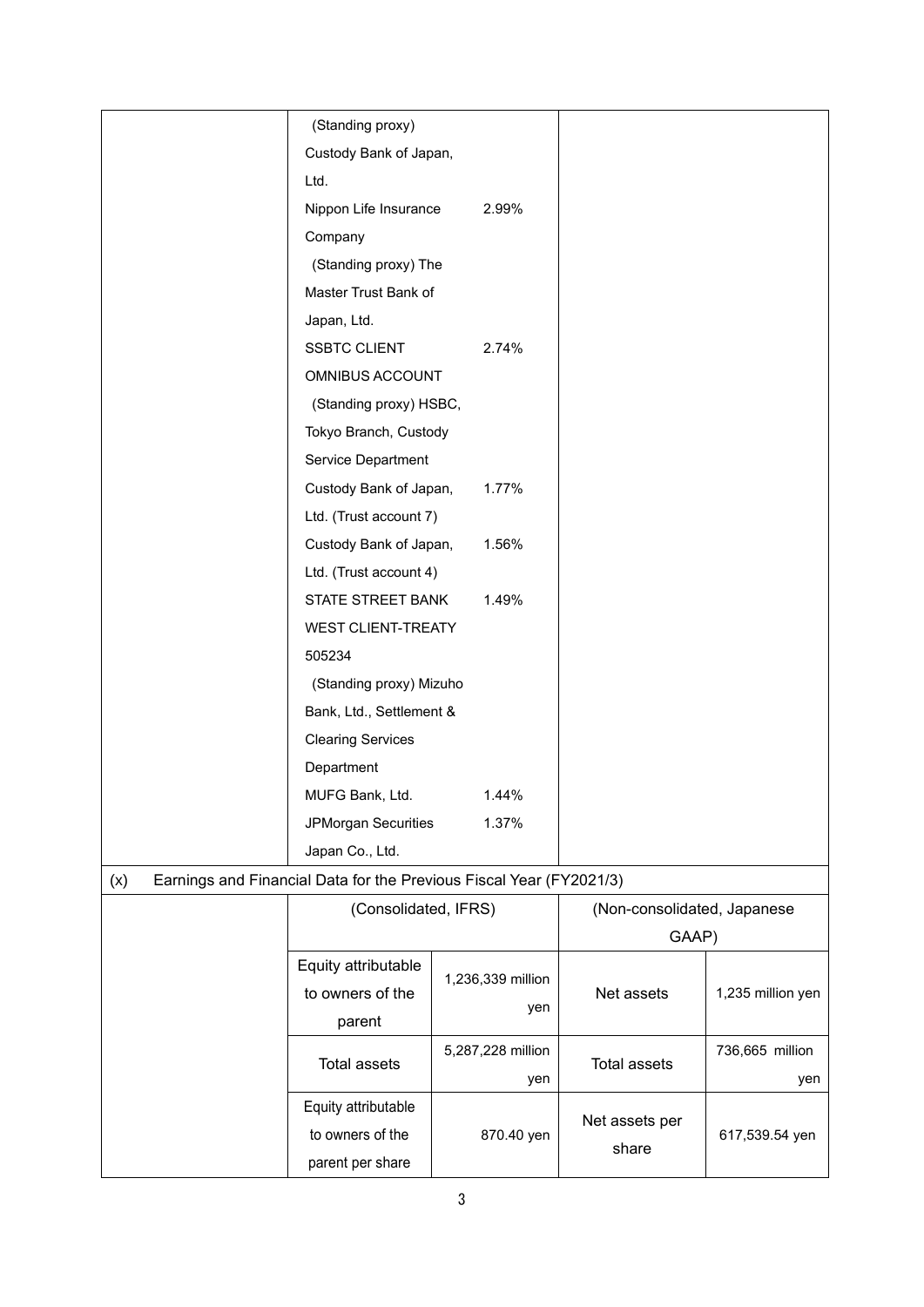| | | |
|---|---|---|
| | (Standing proxy) Custody Bank of Japan, Ltd. | |
| | Nippon Life Insurance Company (Standing proxy) The Master Trust Bank of Japan, Ltd. 2.99% | |
| | SSBTC CLIENT OMNIBUS ACCOUNT (Standing proxy) HSBC, Tokyo Branch, Custody Service Department 2.74% | |
| | Custody Bank of Japan, Ltd. (Trust account 7) 1.77% | |
| | Custody Bank of Japan, Ltd. (Trust account 4) 1.56% | |
| | STATE STREET BANK WEST CLIENT-TREATY 505234 (Standing proxy) Mizuho Bank, Ltd., Settlement & Clearing Services Department 1.49% | |
| | MUFG Bank, Ltd. 1.44% | |
| | JPMorgan Securities Japan Co., Ltd. 1.37% | |

(x) Earnings and Financial Data for the Previous Fiscal Year (FY2021/3)

| | (Consolidated, IFRS) | | (Non-consolidated, Japanese GAAP) | |
|---|---|---|---|---|
| | Equity attributable to owners of the parent | 1,236,339 million yen | Net assets | 1,235 million yen |
| | Total assets | 5,287,228 million yen | Total assets | 736,665 million yen |
| | Equity attributable to owners of the parent per share | 870.40 yen | Net assets per share | 617,539.54 yen |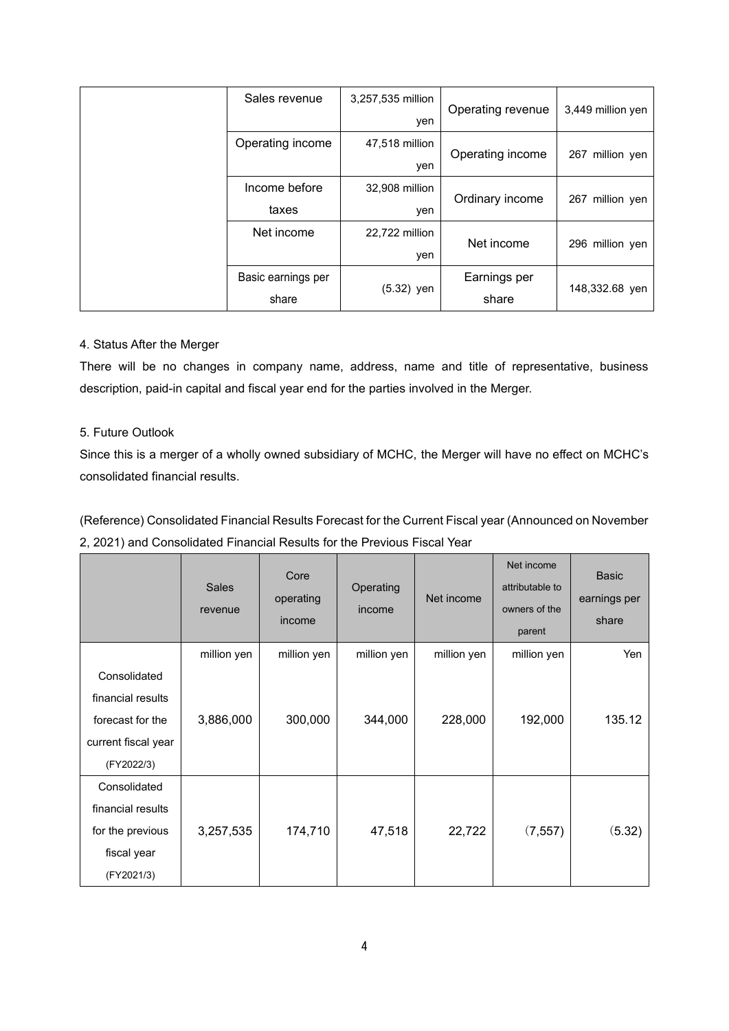| | | | | |
|---|---|---|---|---|
| | Sales revenue | 3,257,535 million yen | Operating revenue | 3,449 million yen |
| | Operating income | 47,518 million yen | Operating income | 267 million yen |
| | Income before taxes | 32,908 million yen | Ordinary income | 267 million yen |
| | Net income | 22,722 million yen | Net income | 296 million yen |
| | Basic earnings per share | (5.32) yen | Earnings per share | 148,332.68 yen |

4. Status After the Merger

There will be no changes in company name, address, name and title of representative, business description, paid-in capital and fiscal year end for the parties involved in the Merger.

5. Future Outlook

Since this is a merger of a wholly owned subsidiary of MCHC, the Merger will have no effect on MCHC's consolidated financial results.

(Reference) Consolidated Financial Results Forecast for the Current Fiscal year (Announced on November 2, 2021) and Consolidated Financial Results for the Previous Fiscal Year

| | Sales revenue | Core operating income | Operating income | Net income | Net income attributable to owners of the parent | Basic earnings per share |
|---|---|---|---|---|---|---|
| | million yen | million yen | million yen | million yen | million yen | Yen |
| Consolidated financial results forecast for the current fiscal year (FY2022/3) | 3,886,000 | 300,000 | 344,000 | 228,000 | 192,000 | 135.12 |
| Consolidated financial results for the previous fiscal year (FY2021/3) | 3,257,535 | 174,710 | 47,518 | 22,722 | (7,557) | (5.32) |